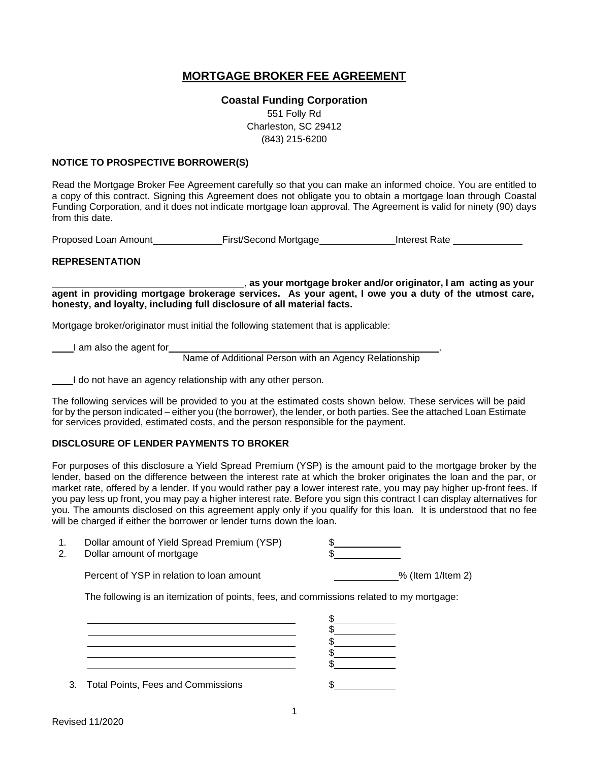# MORTGAGE BROKER FEE AGREEMENT

**Coastal Funding Corporation**
551 Folly Rd
Charleston, SC 29412
(843) 215-6200

**NOTICE TO PROSPECTIVE BORROWER(S)**

Read the Mortgage Broker Fee Agreement carefully so that you can make an informed choice. You are entitled to a copy of this contract. Signing this Agreement does not obligate you to obtain a mortgage loan through Coastal Funding Corporation, and it does not indicate mortgage loan approval. The Agreement is valid for ninety (90) days from this date.

Proposed Loan Amount \_\_\_\_\_\_\_\_\_\_\_\_ First/Second Mortgage \_\_\_\_\_\_\_\_\_\_\_\_ Interest Rate \_\_\_\_\_\_\_\_\_\_\_\_

**REPRESENTATION**

\_\_\_\_\_\_\_\_\_\_\_\_\_\_\_\_\_\_\_\_\_\_\_\_\_\_\_\_\_\_\_\_\_\_\_\_, **as your mortgage broker and/or originator, I am acting as your agent in providing mortgage brokerage services. As your agent, I owe you a duty of the utmost care, honesty, and loyalty, including full disclosure of all material facts.**

Mortgage broker/originator must initial the following statement that is applicable:

\_\_\_\_ I am also the agent for \_\_\_\_\_\_\_\_\_\_\_\_\_\_\_\_\_\_\_\_\_\_\_\_\_\_\_\_\_\_\_\_\_\_\_\_\_\_\_\_\_\_\_\_\_\_\_\_.
Name of Additional Person with an Agency Relationship

\_\_\_\_ I do not have an agency relationship with any other person.

The following services will be provided to you at the estimated costs shown below. These services will be paid for by the person indicated – either you (the borrower), the lender, or both parties. See the attached Loan Estimate for services provided, estimated costs, and the person responsible for the payment.

**DISCLOSURE OF LENDER PAYMENTS TO BROKER**

For purposes of this disclosure a Yield Spread Premium (YSP) is the amount paid to the mortgage broker by the lender, based on the difference between the interest rate at which the broker originates the loan and the par, or market rate, offered by a lender. If you would rather pay a lower interest rate, you may pay higher up-front fees. If you pay less up front, you may pay a higher interest rate. Before you sign this contract I can display alternatives for you. The amounts disclosed on this agreement apply only if you qualify for this loan. It is understood that no fee will be charged if either the borrower or lender turns down the loan.

1. Dollar amount of Yield Spread Premium (YSP) $\_\_\_\_\_\_\_\_\_\_\_\_
2. Dollar amount of mortgage $\_\_\_\_\_\_\_\_\_\_\_\_

   Percent of YSP in relation to loan amount \_\_\_\_\_\_\_\_\_\_\_\_% (Item 1/Item 2)

   The following is an itemization of points, fees, and commissions related to my mortgage:

   \_\_\_\_\_\_\_\_\_\_\_\_\_\_\_\_\_\_\_\_\_\_\_\_\_\_\_\_\_\_\_\_\_\_\_\_\_\_\_\_ $\_\_\_\_\_\_\_\_\_\_\_
   \_\_\_\_\_\_\_\_\_\_\_\_\_\_\_\_\_\_\_\_\_\_\_\_\_\_\_\_\_\_\_\_\_\_\_\_\_\_\_\_ $\_\_\_\_\_\_\_\_\_\_\_
   \_\_\_\_\_\_\_\_\_\_\_\_\_\_\_\_\_\_\_\_\_\_\_\_\_\_\_\_\_\_\_\_\_\_\_\_\_\_\_\_ $\_\_\_\_\_\_\_\_\_\_\_
   \_\_\_\_\_\_\_\_\_\_\_\_\_\_\_\_\_\_\_\_\_\_\_\_\_\_\_\_\_\_\_\_\_\_\_\_\_\_\_\_ $\_\_\_\_\_\_\_\_\_\_\_
   \_\_\_\_\_\_\_\_\_\_\_\_\_\_\_\_\_\_\_\_\_\_\_\_\_\_\_\_\_\_\_\_\_\_\_\_\_\_\_\_ $\_\_\_\_\_\_\_\_\_\_\_

3. Total Points, Fees and Commissions $\_\_\_\_\_\_\_\_\_\_\_

Revised 11/2020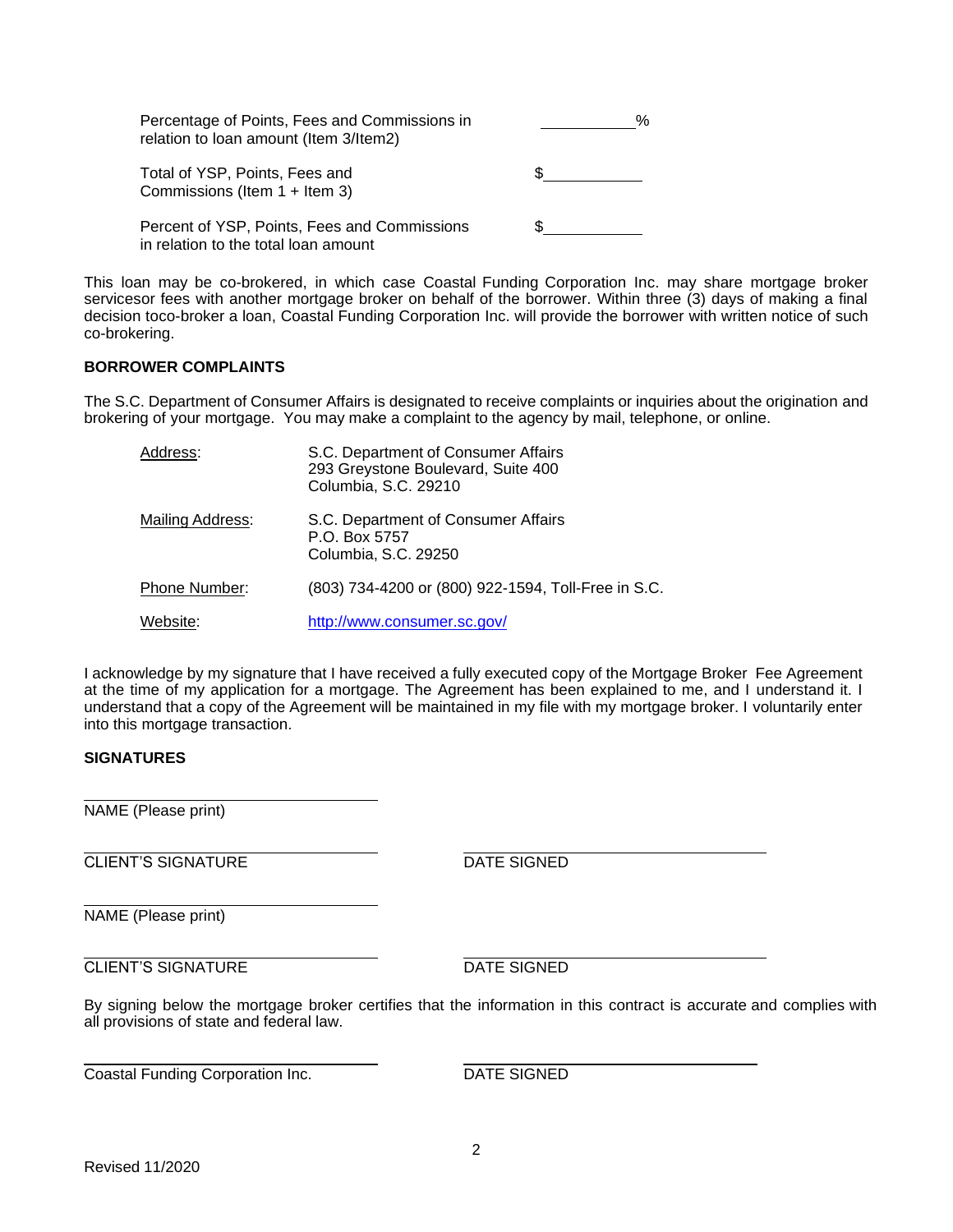| | |
|---|---|
| Percentage of Points, Fees and Commissions in relation to loan amount (Item 3/Item2) | ___________% |
| Total of YSP, Points, Fees and Commissions (Item 1 + Item 3) | $___________ |
| Percent of YSP, Points, Fees and Commissions in relation to the total loan amount | $___________ |

This loan may be co-brokered, in which case Coastal Funding Corporation Inc. may share mortgage broker servicesor fees with another mortgage broker on behalf of the borrower. Within three (3) days of making a final decision toco-broker a loan, Coastal Funding Corporation Inc. will provide the borrower with written notice of such co-brokering.

**BORROWER COMPLAINTS**

The S.C. Department of Consumer Affairs is designated to receive complaints or inquiries about the origination and brokering of your mortgage. You may make a complaint to the agency by mail, telephone, or online.

| | |
|---|---|
| Address: | S.C. Department of Consumer Affairs<br>293 Greystone Boulevard, Suite 400<br>Columbia, S.C. 29210 |
| Mailing Address: | S.C. Department of Consumer Affairs<br>P.O. Box 5757<br>Columbia, S.C. 29250 |
| Phone Number: | (803) 734-4200 or (800) 922-1594, Toll-Free in S.C. |
| Website: | http://www.consumer.sc.gov/ |

I acknowledge by my signature that I have received a fully executed copy of the Mortgage Broker Fee Agreement at the time of my application for a mortgage. The Agreement has been explained to me, and I understand it. I understand that a copy of the Agreement will be maintained in my file with my mortgage broker. I voluntarily enter into this mortgage transaction.

**SIGNATURES**

______________________________
NAME (Please print)

______________________________ ______________________________
CLIENT'S SIGNATURE DATE SIGNED

______________________________
NAME (Please print)

______________________________ ______________________________
CLIENT'S SIGNATURE DATE SIGNED

By signing below the mortgage broker certifies that the information in this contract is accurate and complies with all provisions of state and federal law.

______________________________ ______________________________
Coastal Funding Corporation Inc. DATE SIGNED

Revised 11/2020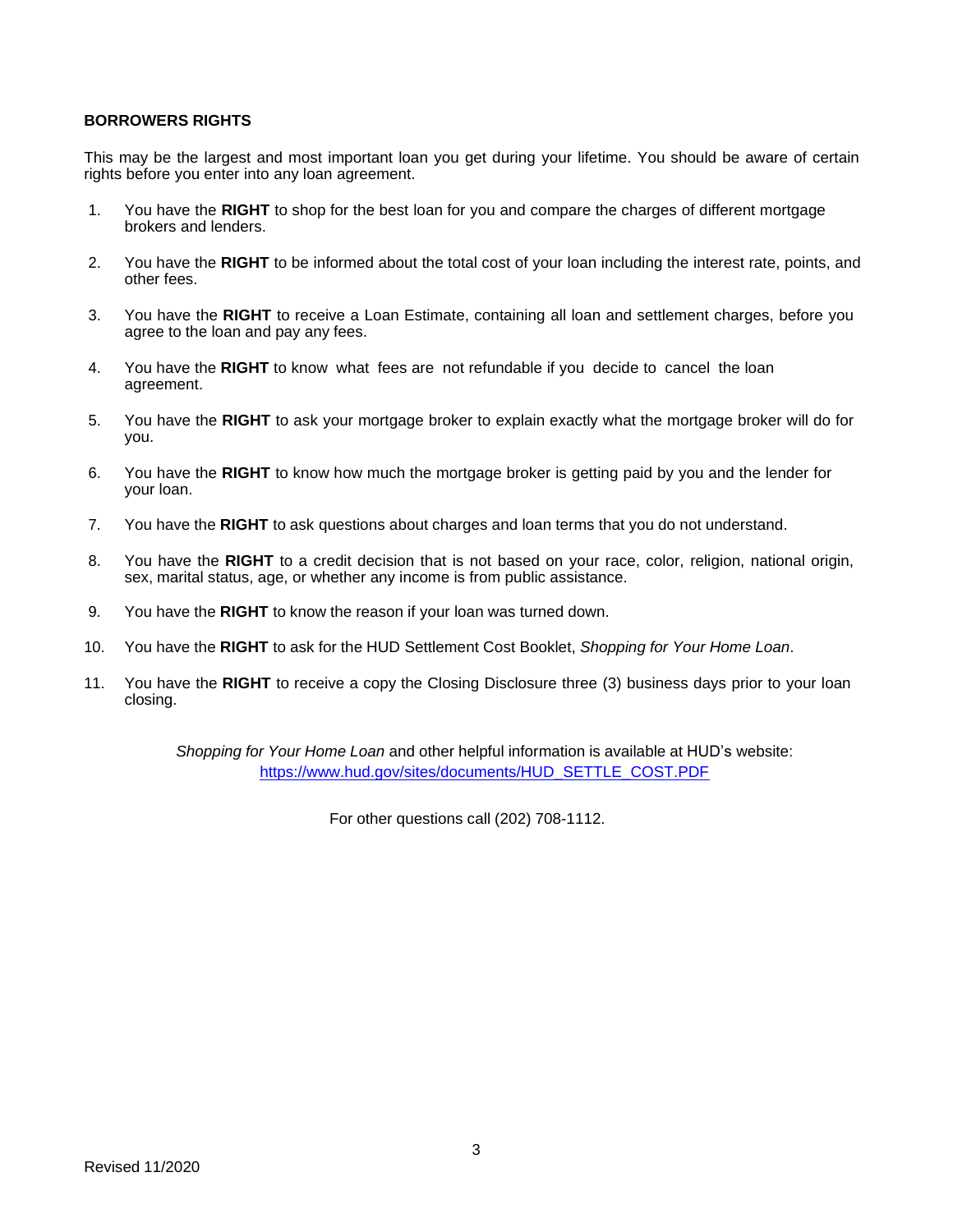**BORROWERS RIGHTS**

This may be the largest and most important loan you get during your lifetime. You should be aware of certain rights before you enter into any loan agreement.

1. You have the **RIGHT** to shop for the best loan for you and compare the charges of different mortgage brokers and lenders.

2. You have the **RIGHT** to be informed about the total cost of your loan including the interest rate, points, and other fees.

3. You have the **RIGHT** to receive a Loan Estimate, containing all loan and settlement charges, before you agree to the loan and pay any fees.

4. You have the **RIGHT** to know what fees are not refundable if you decide to cancel the loan agreement.

5. You have the **RIGHT** to ask your mortgage broker to explain exactly what the mortgage broker will do for you.

6. You have the **RIGHT** to know how much the mortgage broker is getting paid by you and the lender for your loan.

7. You have the **RIGHT** to ask questions about charges and loan terms that you do not understand.

8. You have the **RIGHT** to a credit decision that is not based on your race, color, religion, national origin, sex, marital status, age, or whether any income is from public assistance.

9. You have the **RIGHT** to know the reason if your loan was turned down.

10. You have the **RIGHT** to ask for the HUD Settlement Cost Booklet, *Shopping for Your Home Loan*.

11. You have the **RIGHT** to receive a copy the Closing Disclosure three (3) business days prior to your loan closing.

*Shopping for Your Home Loan* and other helpful information is available at HUD's website: https://www.hud.gov/sites/documents/HUD_SETTLE_COST.PDF

For other questions call (202) 708-1112.

Revised 11/2020